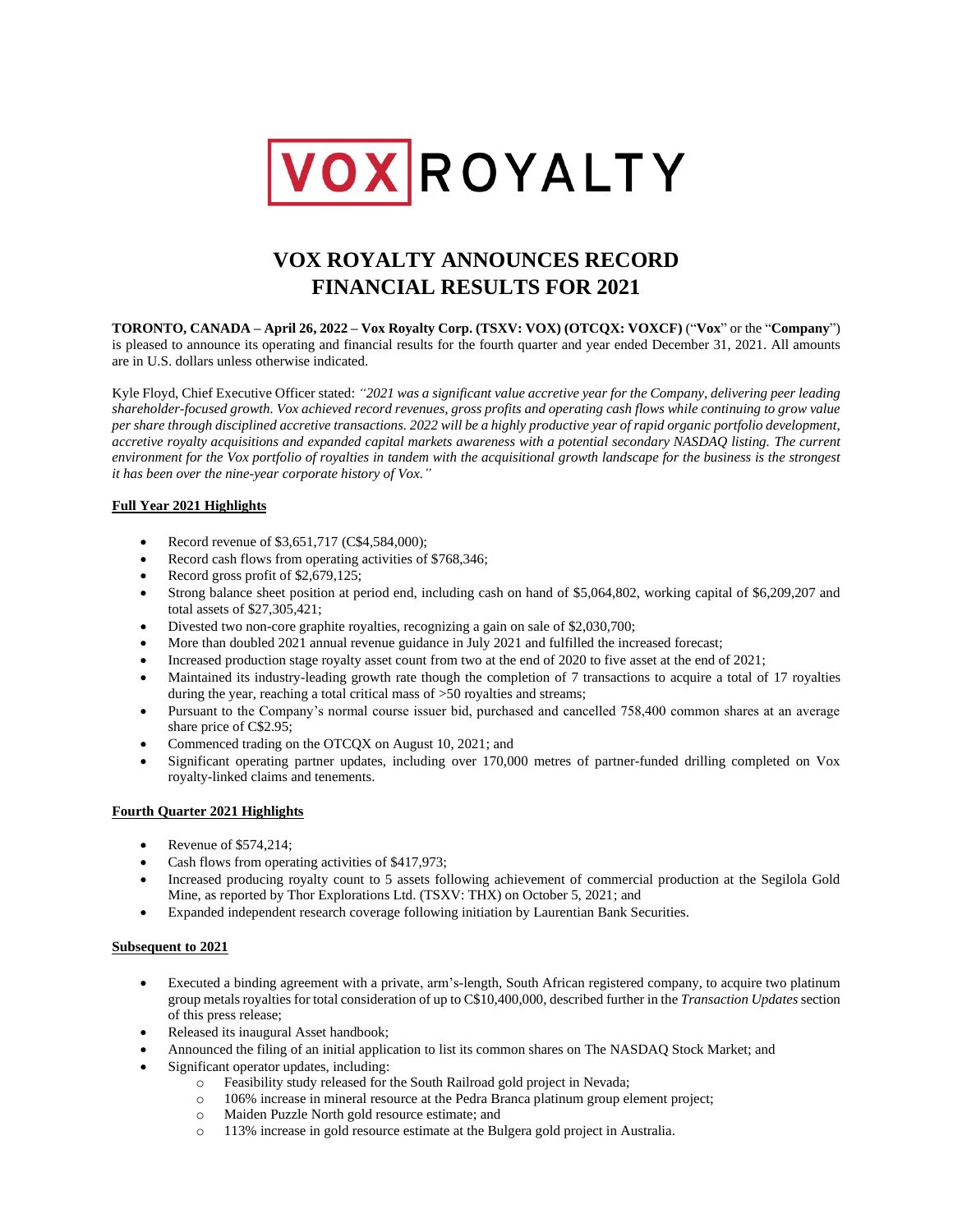VOX ROYALTY

# VOX ROYALTY ANNOUNCES RECORD FINANCIAL RESULTS FOR 2021

**TORONTO, CANADA – April 26, 2022 – Vox Royalty Corp. (TSXV: VOX) (OTCQX: VOXCF)** ("**Vox**" or the "**Company**") is pleased to announce its operating and financial results for the fourth quarter and year ended December 31, 2021. All amounts are in U.S. dollars unless otherwise indicated.

Kyle Floyd, Chief Executive Officer stated: *"2021 was a significant value accretive year for the Company, delivering peer leading shareholder-focused growth. Vox achieved record revenues, gross profits and operating cash flows while continuing to grow value per share through disciplined accretive transactions. 2022 will be a highly productive year of rapid organic portfolio development, accretive royalty acquisitions and expanded capital markets awareness with a potential secondary NASDAQ listing. The current environment for the Vox portfolio of royalties in tandem with the acquisitional growth landscape for the business is the strongest it has been over the nine-year corporate history of Vox."*

## Full Year 2021 Highlights

- Record revenue of $3,651,717 (C$4,584,000);
- Record cash flows from operating activities of $768,346;
- Record gross profit of $2,679,125;
- Strong balance sheet position at period end, including cash on hand of $5,064,802, working capital of $6,209,207 and total assets of $27,305,421;
- Divested two non-core graphite royalties, recognizing a gain on sale of $2,030,700;
- More than doubled 2021 annual revenue guidance in July 2021 and fulfilled the increased forecast;
- Increased production stage royalty asset count from two at the end of 2020 to five asset at the end of 2021;
- Maintained its industry-leading growth rate though the completion of 7 transactions to acquire a total of 17 royalties during the year, reaching a total critical mass of >50 royalties and streams;
- Pursuant to the Company's normal course issuer bid, purchased and cancelled 758,400 common shares at an average share price of C$2.95;
- Commenced trading on the OTCQX on August 10, 2021; and
- Significant operating partner updates, including over 170,000 metres of partner-funded drilling completed on Vox royalty-linked claims and tenements.

## Fourth Quarter 2021 Highlights

- Revenue of $574,214;
- Cash flows from operating activities of $417,973;
- Increased producing royalty count to 5 assets following achievement of commercial production at the Segilola Gold Mine, as reported by Thor Explorations Ltd. (TSXV: THX) on October 5, 2021; and
- Expanded independent research coverage following initiation by Laurentian Bank Securities.

## Subsequent to 2021

- Executed a binding agreement with a private, arm's-length, South African registered company, to acquire two platinum group metals royalties for total consideration of up to C$10,400,000, described further in the *Transaction Updates* section of this press release;
- Released its inaugural Asset handbook;
- Announced the filing of an initial application to list its common shares on The NASDAQ Stock Market; and
- Significant operator updates, including:
  - Feasibility study released for the South Railroad gold project in Nevada;
  - 106% increase in mineral resource at the Pedra Branca platinum group element project;
  - Maiden Puzzle North gold resource estimate; and
  - 113% increase in gold resource estimate at the Bulgera gold project in Australia.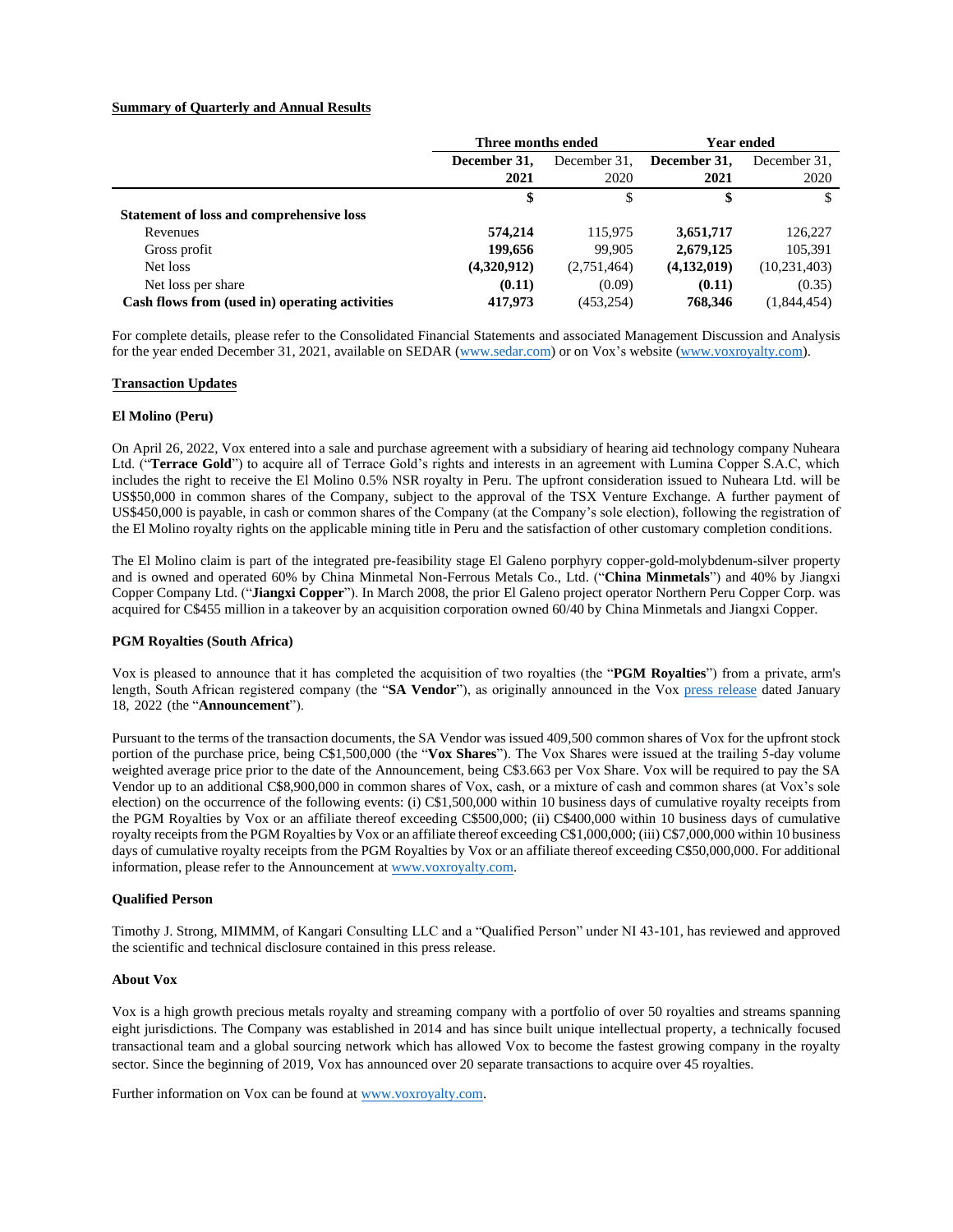**Summary of Quarterly and Annual Results**

| | Three months ended | | Year ended | |
|---|---|---|---|---|
| | **December 31, 2021** | December 31, 2020 | **December 31, 2021** | December 31, 2020 |
| | **$** | $ | **$** | $ |
| **Statement of loss and comprehensive loss** | | | | |
| Revenues | **574,214** | 115,975 | **3,651,717** | 126,227 |
| Gross profit | **199,656** | 99,905 | **2,679,125** | 105,391 |
| Net loss | **(4,320,912)** | (2,751,464) | **(4,132,019)** | (10,231,403) |
| Net loss per share | **(0.11)** | (0.09) | **(0.11)** | (0.35) |
| **Cash flows from (used in) operating activities** | **417,973** | (453,254) | **768,346** | (1,844,454) |

For complete details, please refer to the Consolidated Financial Statements and associated Management Discussion and Analysis for the year ended December 31, 2021, available on SEDAR (www.sedar.com) or on Vox's website (www.voxroyalty.com).

**Transaction Updates**

**El Molino (Peru)**

On April 26, 2022, Vox entered into a sale and purchase agreement with a subsidiary of hearing aid technology company Nuheara Ltd. ("**Terrace Gold**") to acquire all of Terrace Gold's rights and interests in an agreement with Lumina Copper S.A.C, which includes the right to receive the El Molino 0.5% NSR royalty in Peru. The upfront consideration issued to Nuheara Ltd. will be US$50,000 in common shares of the Company, subject to the approval of the TSX Venture Exchange. A further payment of US$450,000 is payable, in cash or common shares of the Company (at the Company's sole election), following the registration of the El Molino royalty rights on the applicable mining title in Peru and the satisfaction of other customary completion conditions.

The El Molino claim is part of the integrated pre-feasibility stage El Galeno porphyry copper-gold-molybdenum-silver property and is owned and operated 60% by China Minmetal Non-Ferrous Metals Co., Ltd. ("**China Minmetals**") and 40% by Jiangxi Copper Company Ltd. ("**Jiangxi Copper**"). In March 2008, the prior El Galeno project operator Northern Peru Copper Corp. was acquired for C$455 million in a takeover by an acquisition corporation owned 60/40 by China Minmetals and Jiangxi Copper.

**PGM Royalties (South Africa)**

Vox is pleased to announce that it has completed the acquisition of two royalties (the "**PGM Royalties**") from a private, arm's length, South African registered company (the "**SA Vendor**"), as originally announced in the Vox press release dated January 18, 2022 (the "**Announcement**").

Pursuant to the terms of the transaction documents, the SA Vendor was issued 409,500 common shares of Vox for the upfront stock portion of the purchase price, being C$1,500,000 (the "**Vox Shares**"). The Vox Shares were issued at the trailing 5-day volume weighted average price prior to the date of the Announcement, being C$3.663 per Vox Share. Vox will be required to pay the SA Vendor up to an additional C$8,900,000 in common shares of Vox, cash, or a mixture of cash and common shares (at Vox's sole election) on the occurrence of the following events: (i) C$1,500,000 within 10 business days of cumulative royalty receipts from the PGM Royalties by Vox or an affiliate thereof exceeding C$500,000; (ii) C$400,000 within 10 business days of cumulative royalty receipts from the PGM Royalties by Vox or an affiliate thereof exceeding C$1,000,000; (iii) C$7,000,000 within 10 business days of cumulative royalty receipts from the PGM Royalties by Vox or an affiliate thereof exceeding C$50,000,000. For additional information, please refer to the Announcement at www.voxroyalty.com.

**Qualified Person**

Timothy J. Strong, MIMMM, of Kangari Consulting LLC and a "Qualified Person" under NI 43-101, has reviewed and approved the scientific and technical disclosure contained in this press release.

**About Vox**

Vox is a high growth precious metals royalty and streaming company with a portfolio of over 50 royalties and streams spanning eight jurisdictions. The Company was established in 2014 and has since built unique intellectual property, a technically focused transactional team and a global sourcing network which has allowed Vox to become the fastest growing company in the royalty sector. Since the beginning of 2019, Vox has announced over 20 separate transactions to acquire over 45 royalties.

Further information on Vox can be found at www.voxroyalty.com.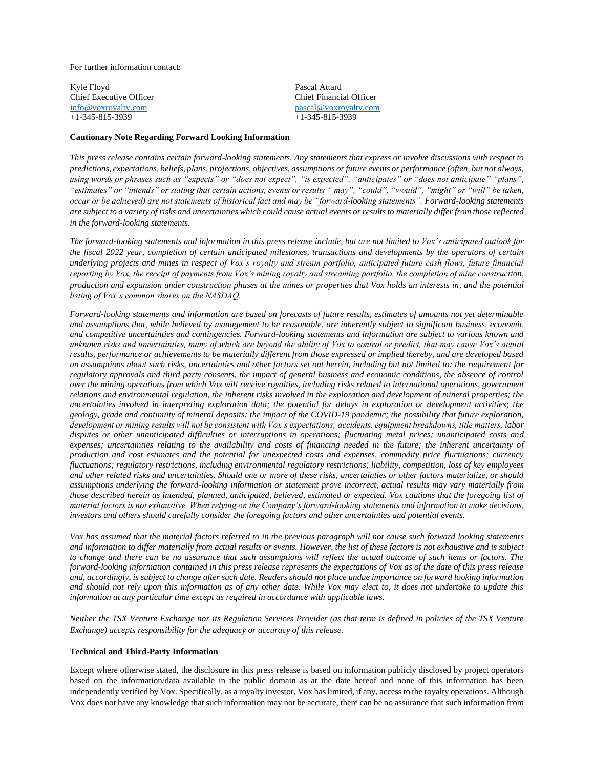For further information contact:

Kyle Floyd
Chief Executive Officer
info@voxroyalty.com
+1-345-815-3939

Pascal Attard
Chief Financial Officer
pascal@voxroyalty.com
+1-345-815-3939

**Cautionary Note Regarding Forward Looking Information**

*This press release contains certain forward-looking statements. Any statements that express or involve discussions with respect to predictions, expectations, beliefs, plans, projections, objectives, assumptions or future events or performance (often, but not always, using words or phrases such as "expects" or "does not expect", "is expected", "anticipates" or "does not anticipate" "plans", "estimates" or "intends" or stating that certain actions, events or results " may", "could", "would", "might" or "will" be taken, occur or be achieved) are not statements of historical fact and may be "forward-looking statements". Forward-looking statements are subject to a variety of risks and uncertainties which could cause actual events or results to materially differ from those reflected in the forward-looking statements.*

*The forward-looking statements and information in this press release include, but are not limited to Vox's anticipated outlook for the fiscal 2022 year, completion of certain anticipated milestones, transactions and developments by the operators of certain underlying projects and mines in respect of Vox's royalty and stream portfolio, anticipated future cash flows, future financial reporting by Vox, the receipt of payments from Vox's mining royalty and streaming portfolio, the completion of mine construction, production and expansion under construction phases at the mines or properties that Vox holds an interests in, and the potential listing of Vox's common shares on the NASDAQ.*

*Forward-looking statements and information are based on forecasts of future results, estimates of amounts not yet determinable and assumptions that, while believed by management to be reasonable, are inherently subject to significant business, economic and competitive uncertainties and contingencies. Forward-looking statements and information are subject to various known and unknown risks and uncertainties, many of which are beyond the ability of Vox to control or predict, that may cause Vox's actual results, performance or achievements to be materially different from those expressed or implied thereby, and are developed based on assumptions about such risks, uncertainties and other factors set out herein, including but not limited to: the requirement for regulatory approvals and third party consents, the impact of general business and economic conditions, the absence of control over the mining operations from which Vox will receive royalties, including risks related to international operations, government relations and environmental regulation, the inherent risks involved in the exploration and development of mineral properties; the uncertainties involved in interpreting exploration data; the potential for delays in exploration or development activities; the geology, grade and continuity of mineral deposits; the impact of the COVID-19 pandemic; the possibility that future exploration, development or mining results will not be consistent with Vox's expectations; accidents, equipment breakdowns, title matters, labor disputes or other unanticipated difficulties or interruptions in operations; fluctuating metal prices; unanticipated costs and expenses; uncertainties relating to the availability and costs of financing needed in the future; the inherent uncertainty of production and cost estimates and the potential for unexpected costs and expenses, commodity price fluctuations; currency fluctuations; regulatory restrictions, including environmental regulatory restrictions; liability, competition, loss of key employees and other related risks and uncertainties. Should one or more of these risks, uncertainties or other factors materialize, or should assumptions underlying the forward-looking information or statement prove incorrect, actual results may vary materially from those described herein as intended, planned, anticipated, believed, estimated or expected. Vox cautions that the foregoing list of material factors is not exhaustive. When relying on the Company's forward-looking statements and information to make decisions, investors and others should carefully consider the foregoing factors and other uncertainties and potential events.*

*Vox has assumed that the material factors referred to in the previous paragraph will not cause such forward looking statements and information to differ materially from actual results or events. However, the list of these factors is not exhaustive and is subject to change and there can be no assurance that such assumptions will reflect the actual outcome of such items or factors. The forward-looking information contained in this press release represents the expectations of Vox as of the date of this press release and, accordingly, is subject to change after such date. Readers should not place undue importance on forward looking information and should not rely upon this information as of any other date. While Vox may elect to, it does not undertake to update this information at any particular time except as required in accordance with applicable laws.*

*Neither the TSX Venture Exchange nor its Regulation Services Provider (as that term is defined in policies of the TSX Venture Exchange) accepts responsibility for the adequacy or accuracy of this release.*

**Technical and Third-Party Information**

Except where otherwise stated, the disclosure in this press release is based on information publicly disclosed by project operators based on the information/data available in the public domain as at the date hereof and none of this information has been independently verified by Vox. Specifically, as a royalty investor, Vox has limited, if any, access to the royalty operations. Although Vox does not have any knowledge that such information may not be accurate, there can be no assurance that such information from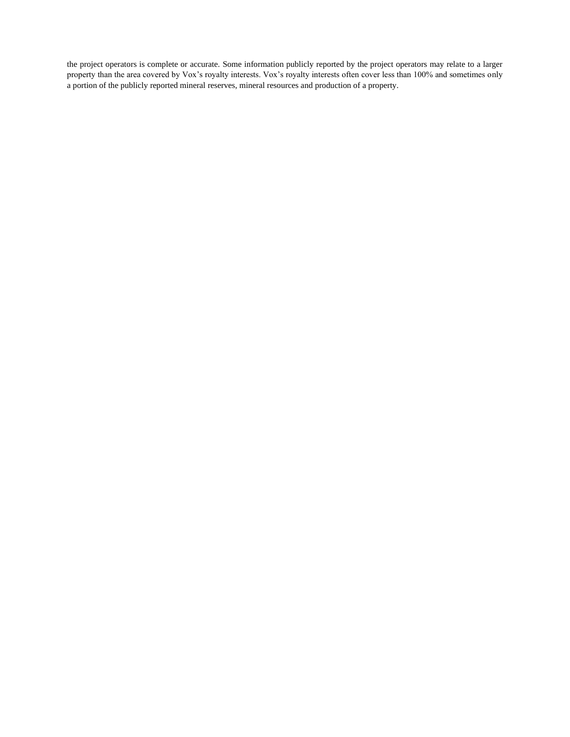the project operators is complete or accurate. Some information publicly reported by the project operators may relate to a larger property than the area covered by Vox's royalty interests. Vox's royalty interests often cover less than 100% and sometimes only a portion of the publicly reported mineral reserves, mineral resources and production of a property.